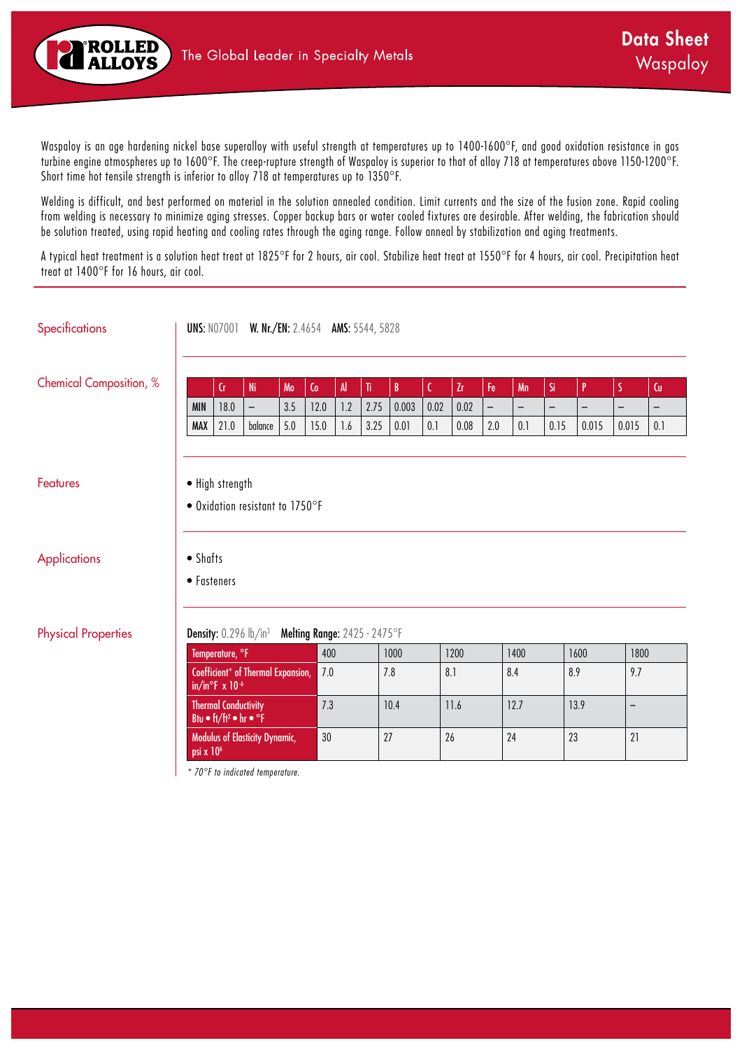# Data Sheet
## Waspaloy

Waspaloy is an age hardening nickel base superalloy with useful strength at temperatures up to 1400-1600°F, and good oxidation resistance in gas turbine engine atmospheres up to 1600°F. The creep-rupture strength of Waspaloy is superior to that of alloy 718 at temperatures above 1150-1200°F. Short time hot tensile strength is inferior to alloy 718 at temperatures up to 1350°F.

Welding is difficult, and best performed on material in the solution annealed condition. Limit currents and the size of the fusion zone. Rapid cooling from welding is necessary to minimize aging stresses. Copper backup bars or water cooled fixtures are desirable. After welding, the fabrication should be solution treated, using rapid heating and cooling rates through the aging range. Follow anneal by stabilization and aging treatments.

A typical heat treatment is a solution heat treat at 1825°F for 2 hours, air cool. Stabilize heat treat at 1550°F for 4 hours, air cool. Precipitation heat treat at 1400°F for 16 hours, air cool.

## Specifications

**UNS:** N07001 **W. Nr./EN:** 2.4654 **AMS:** 5544, 5828

## Chemical Composition, %

| | Cr | Ni | Mo | Co | Al | Ti | B | C | Zr | Fe | Mn | Si | P | S | Cu |
|---|---|---|---|---|---|---|---|---|---|---|---|---|---|---|---|
| MIN | 18.0 | – | 3.5 | 12.0 | 1.2 | 2.75 | 0.003 | 0.02 | 0.02 | – | – | – | – | – | – |
| MAX | 21.0 | balance | 5.0 | 15.0 | 1.6 | 3.25 | 0.01 | 0.1 | 0.08 | 2.0 | 0.1 | 0.15 | 0.015 | 0.015 | 0.1 |

## Features

- High strength
- Oxidation resistant to 1750°F

## Applications

- Shafts
- Fasteners

## Physical Properties

**Density:** 0.296 lb/in³ **Melting Range:** 2425 - 2475°F

| Temperature, °F | 400 | 1000 | 1200 | 1400 | 1600 | 1800 |
|---|---|---|---|---|---|---|
| Coefficient* of Thermal Expansion, in/in°F x $10^{-6}$ | 7.0 | 7.8 | 8.1 | 8.4 | 8.9 | 9.7 |
| Thermal Conductivity Btu • ft/ft² • hr • °F | 7.3 | 10.4 | 11.6 | 12.7 | 13.9 | – |
| Modulus of Elasticity Dynamic, psi x $10^6$ | 30 | 27 | 26 | 24 | 23 | 21 |

*\* 70°F to indicated temperature.*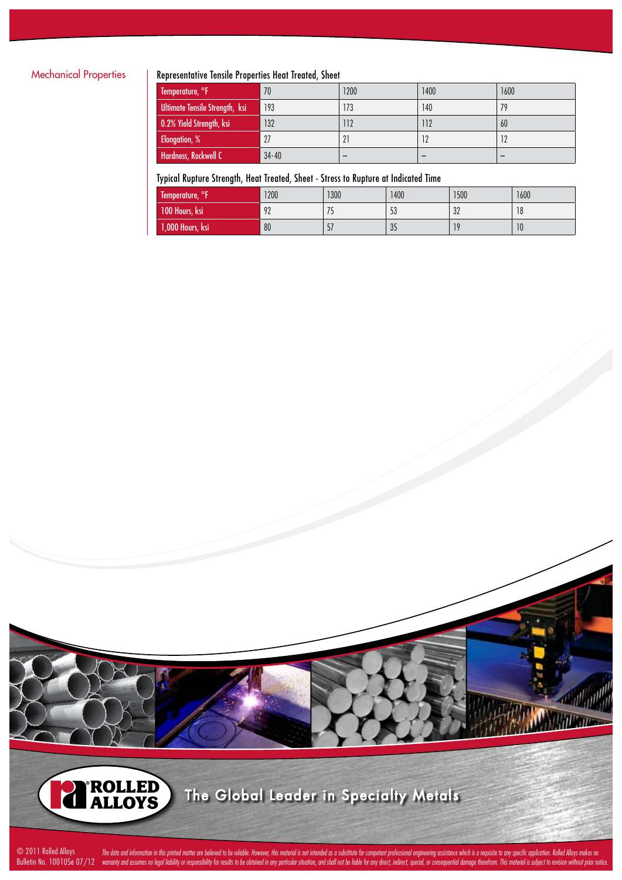## Mechanical Properties

### Representative Tensile Properties Heat Treated, Sheet

| Temperature, °F | 70 | 1200 | 1400 | 1600 |
|---|---|---|---|---|
| Ultimate Tensile Strength, ksi | 193 | 173 | 140 | 79 |
| 0.2% Yield Strength, ksi | 132 | 112 | 112 | 60 |
| Elongation, % | 27 | 21 | 12 | 12 |
| Hardness, Rockwell C | 34-40 | – | – | – |

### Typical Rupture Strength, Heat Treated, Sheet - Stress to Rupture at Indicated Time

| Temperature, °F | 1200 | 1300 | 1400 | 1500 | 1600 |
|---|---|---|---|---|---|
| 100 Hours, ksi | 92 | 75 | 53 | 32 | 18 |
| 1,000 Hours, ksi | 80 | 57 | 35 | 19 | 10 |

ROLLED ALLOYS

The Global Leader in Specialty Metals

© 2011 Rolled Alloys
Bulletin No. 1001USe 07/12

*The data and information in this printed matter are believed to be reliable. However, this material is not intended as a substitute for competent professional engineering assistance which is a requisite to any specific application. Rolled Alloys makes no warranty and assumes no legal liability or responsibility for results to be obtained in any particular situation, and shall not be liable for any direct, indirect, special, or consequential damage therefrom. This material is subject to revision without prior notice.*